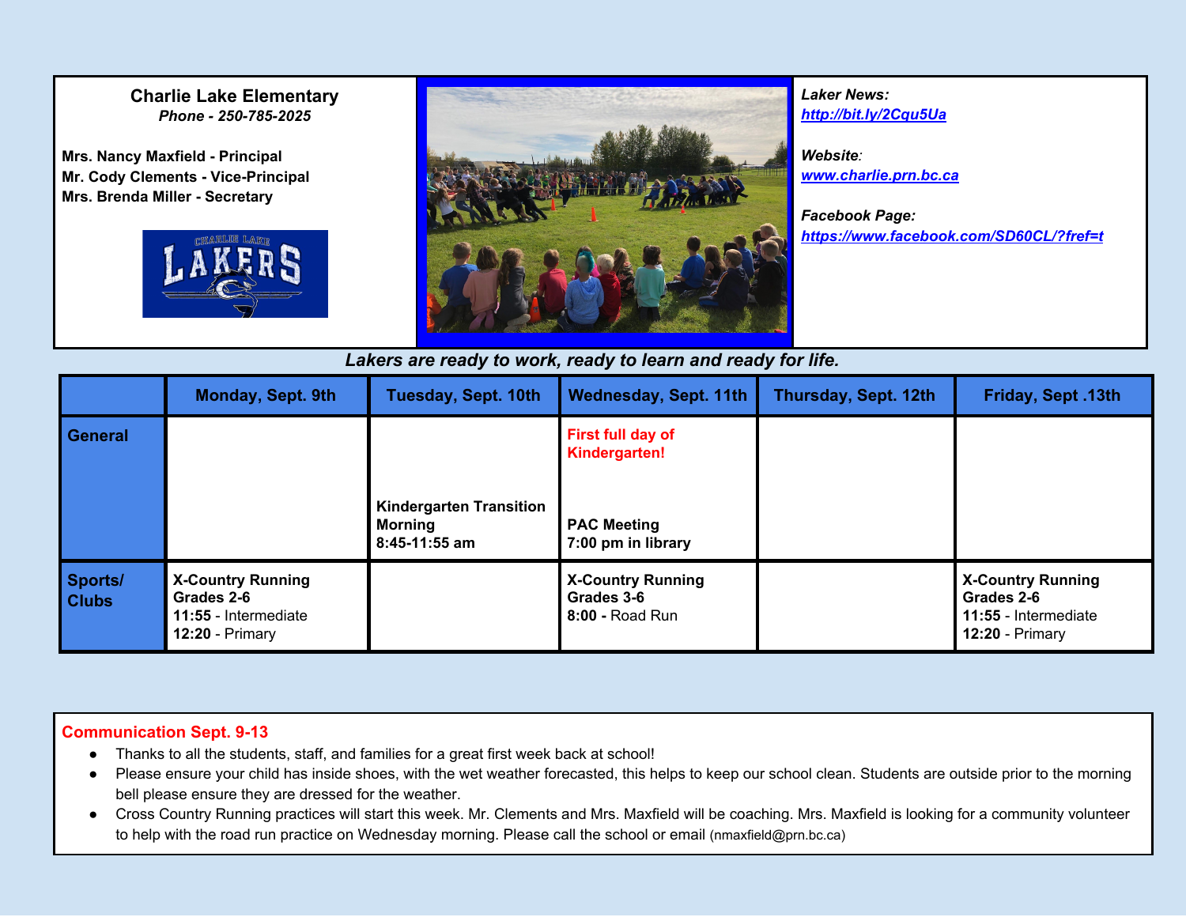**Charlie Lake Elementary**
***Phone - 250-785-2025***

**Mrs. Nancy Maxfield - Principal**
**Mr. Cody Clements - Vice-Principal**
**Mrs. Brenda Miller - Secretary**

***Laker News:***
***http://bit.ly/2Cqu5Ua***

***Website:***
***www.charlie.prn.bc.ca***

***Facebook Page:***
***https://www.facebook.com/SD60CL/?fref=t***

***Lakers are ready to work, ready to learn and ready for life.***

| | Monday, Sept. 9th | Tuesday, Sept. 10th | Wednesday, Sept. 11th | Thursday, Sept. 12th | Friday, Sept .13th |
|---|---|---|---|---|---|
| **General** | | **Kindergarten Transition Morning 8:45-11:55 am** | **First full day of Kindergarten!** **PAC Meeting 7:00 pm in library** | | |
| **Sports/ Clubs** | **X-Country Running Grades 2-6** **11:55** - Intermediate **12:20** - Primary | | **X-Country Running Grades 3-6** **8:00 -** Road Run | | **X-Country Running Grades 2-6** **11:55** - Intermediate **12:20** - Primary |

**Communication Sept. 9-13**

- Thanks to all the students, staff, and families for a great first week back at school!
- Please ensure your child has inside shoes, with the wet weather forecasted, this helps to keep our school clean. Students are outside prior to the morning bell please ensure they are dressed for the weather.
- Cross Country Running practices will start this week. Mr. Clements and Mrs. Maxfield will be coaching. Mrs. Maxfield is looking for a community volunteer to help with the road run practice on Wednesday morning. Please call the school or email (nmaxfield@prn.bc.ca)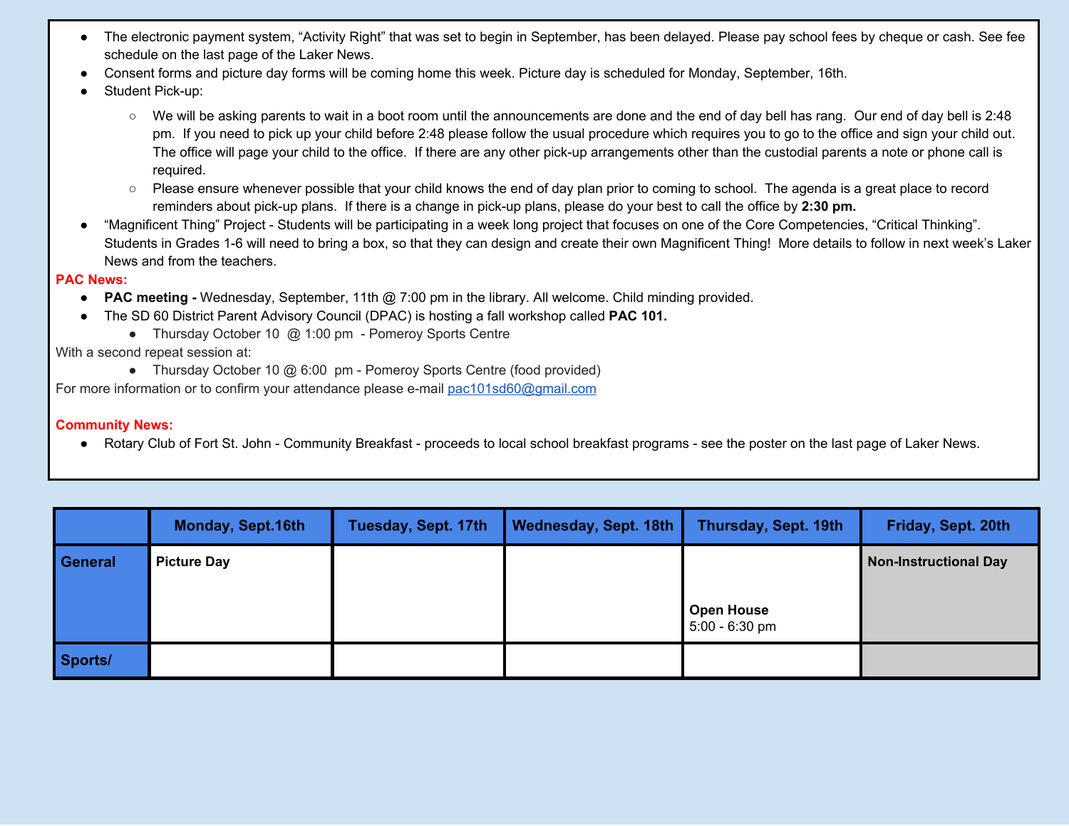- The electronic payment system, "Activity Right" that was set to begin in September, has been delayed. Please pay school fees by cheque or cash. See fee schedule on the last page of the Laker News.
- Consent forms and picture day forms will be coming home this week. Picture day is scheduled for Monday, September, 16th.
- Student Pick-up:
  - We will be asking parents to wait in a boot room until the announcements are done and the end of day bell has rang. Our end of day bell is 2:48 pm. If you need to pick up your child before 2:48 please follow the usual procedure which requires you to go to the office and sign your child out. The office will page your child to the office. If there are any other pick-up arrangements other than the custodial parents a note or phone call is required.
  - Please ensure whenever possible that your child knows the end of day plan prior to coming to school. The agenda is a great place to record reminders about pick-up plans. If there is a change in pick-up plans, please do your best to call the office by **2:30 pm.**
- "Magnificent Thing" Project - Students will be participating in a week long project that focuses on one of the Core Competencies, "Critical Thinking". Students in Grades 1-6 will need to bring a box, so that they can design and create their own Magnificent Thing! More details to follow in next week's Laker News and from the teachers.

**PAC News:**

- **PAC meeting -** Wednesday, September, 11th @ 7:00 pm in the library. All welcome. Child minding provided.
- The SD 60 District Parent Advisory Council (DPAC) is hosting a fall workshop called **PAC 101.**
  - Thursday October 10 @ 1:00 pm - Pomeroy Sports Centre

With a second repeat session at:

  - Thursday October 10 @ 6:00 pm - Pomeroy Sports Centre (food provided)

For more information or to confirm your attendance please e-mail pac101sd60@gmail.com

**Community News:**

- Rotary Club of Fort St. John - Community Breakfast - proceeds to local school breakfast programs - see the poster on the last page of Laker News.

| | Monday, Sept.16th | Tuesday, Sept. 17th | Wednesday, Sept. 18th | Thursday, Sept. 19th | Friday, Sept. 20th |
|---|---|---|---|---|---|
| **General** | **Picture Day** | | | **Open House** 5:00 - 6:30 pm | **Non-Instructional Day** |
| **Sports/** | | | | | |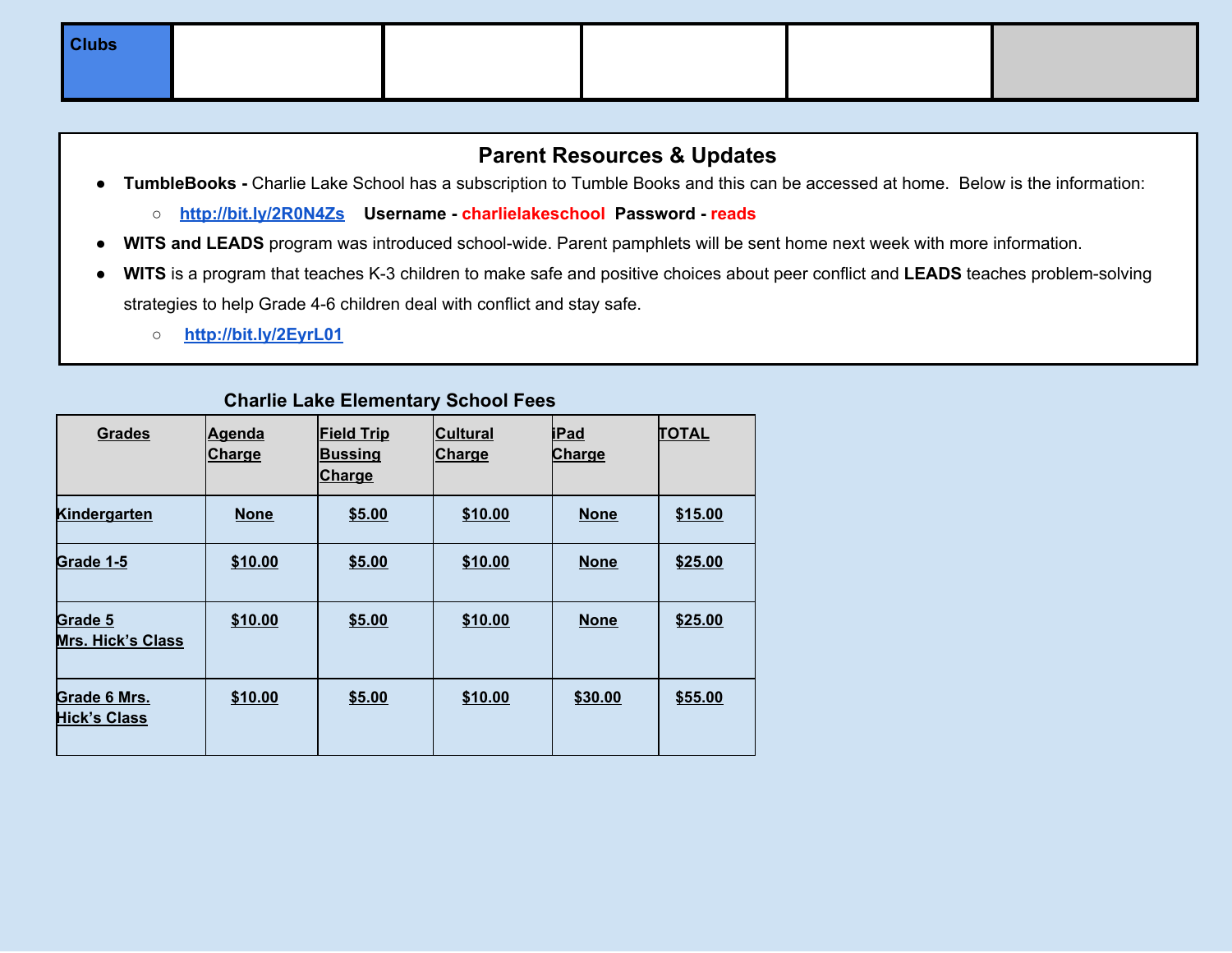| Clubs | | | | | |
|---|---|---|---|---|---|

## Parent Resources & Updates

- **TumbleBooks -** Charlie Lake School has a subscription to Tumble Books and this can be accessed at home. Below is the information:
  - http://bit.ly/2R0N4Zs **Username - charlielakeschool Password - reads**
- **WITS and LEADS** program was introduced school-wide. Parent pamphlets will be sent home next week with more information.
- **WITS** is a program that teaches K-3 children to make safe and positive choices about peer conflict and **LEADS** teaches problem-solving strategies to help Grade 4-6 children deal with conflict and stay safe.
  - http://bit.ly/2EyrL01

### Charlie Lake Elementary School Fees

| Grades | Agenda Charge | Field Trip Bussing Charge | Cultural Charge | iPad Charge | TOTAL |
|---|---|---|---|---|---|
| Kindergarten | None | $5.00 | $10.00 | None | $15.00 |
| Grade 1-5 | $10.00 | $5.00 | $10.00 | None | $25.00 |
| Grade 5 Mrs. Hick's Class | $10.00 | $5.00 | $10.00 | None | $25.00 |
| Grade 6 Mrs. Hick's Class | $10.00 | $5.00 | $10.00 | $30.00 | $55.00 |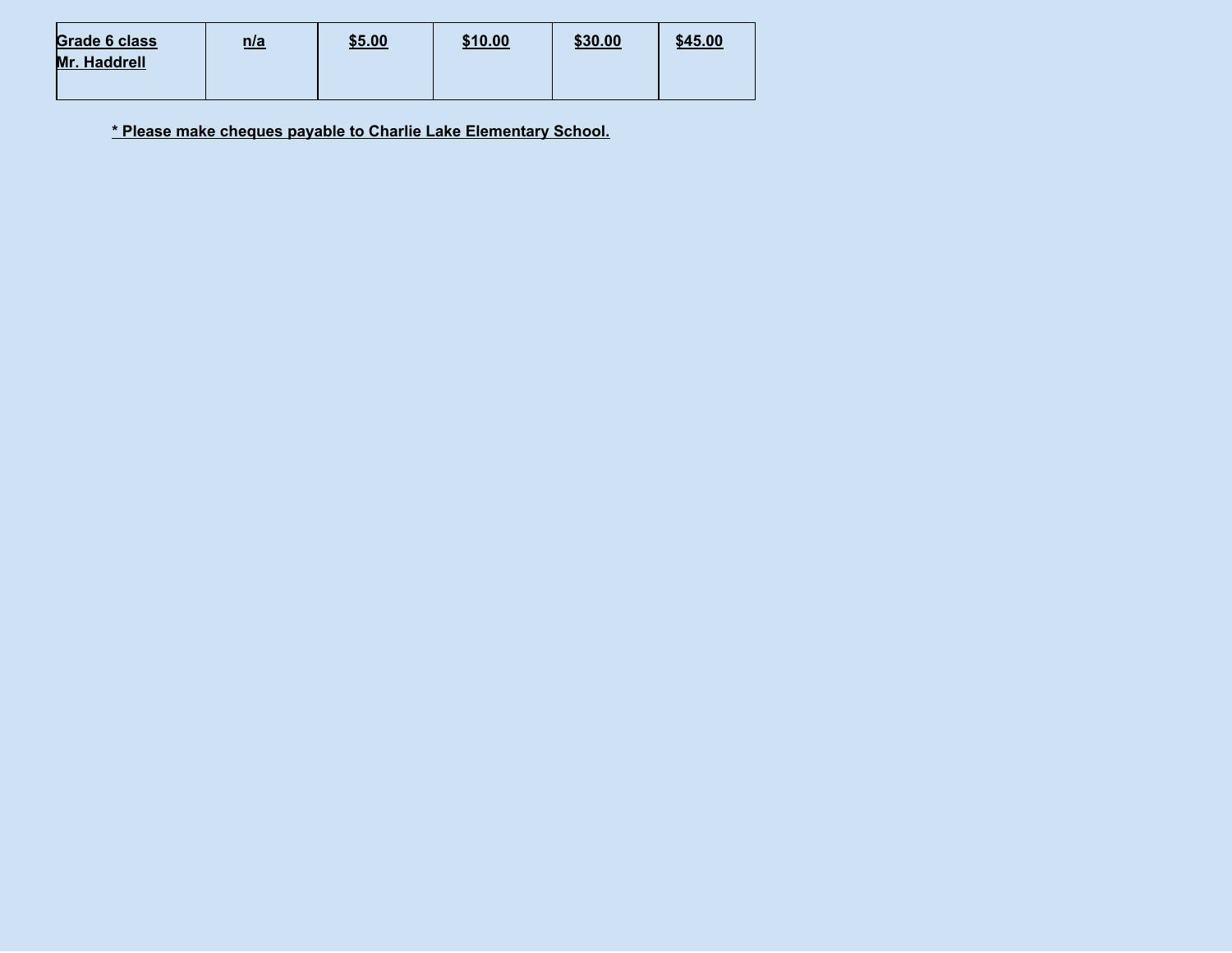| Grade 6 class Mr. Haddrell | n/a | $5.00 | $10.00 | $30.00 | $45.00 |
|---|---|---|---|---|---|

**\* Please make cheques payable to Charlie Lake Elementary School.**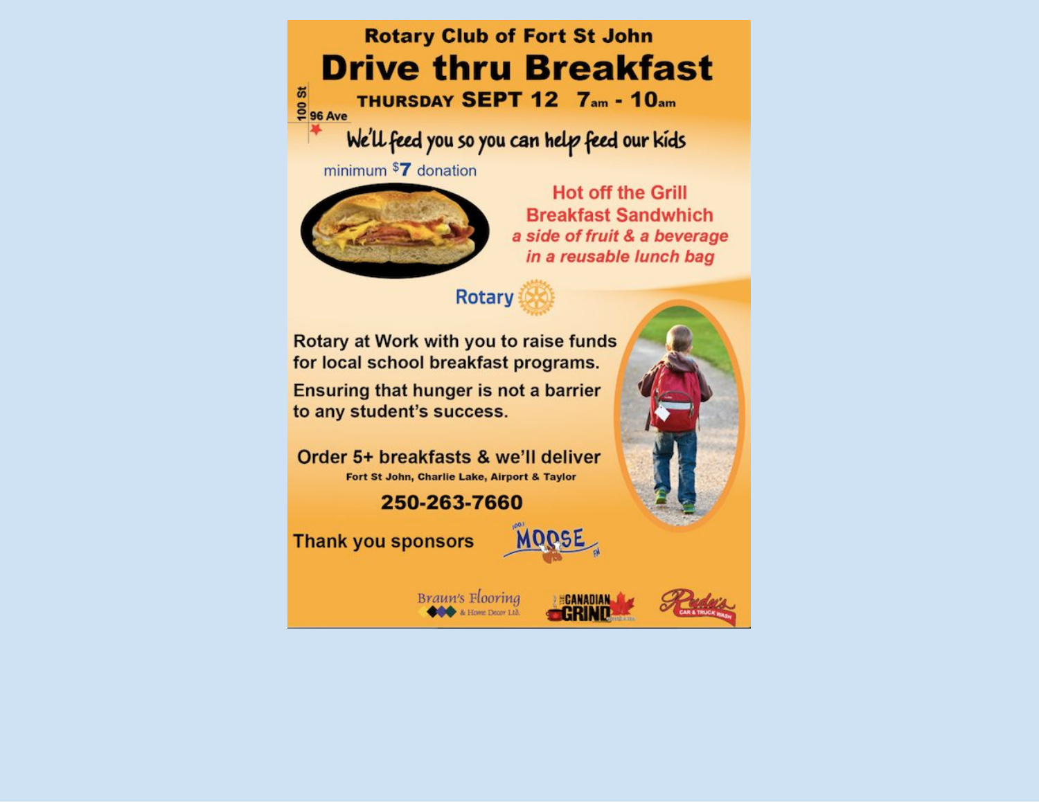# Rotary Club of Fort St John

# Drive thru Breakfast

**THURSDAY SEPT 12 7am - 10am**

100 St
96 Ave

*We'll feed you so you can help feed our kids*

minimum $7 donation

**Hot off the Grill**
**Breakfast Sandwhich**
***a side of fruit & a beverage in a reusable lunch bag***

Rotary

**Rotary at Work with you to raise funds for local school breakfast programs.**

**Ensuring that hunger is not a barrier to any student's success.**

**Order 5+ breakfasts & we'll deliver**
Fort St John, Charlie Lake, Airport & Taylor

**250-263-7660**

**Thank you sponsors**

100.1 MOOSE FM

Braun's Flooring & Home Decor Ltd.

The Canadian Grind

Rudy's Car & Truck Wash